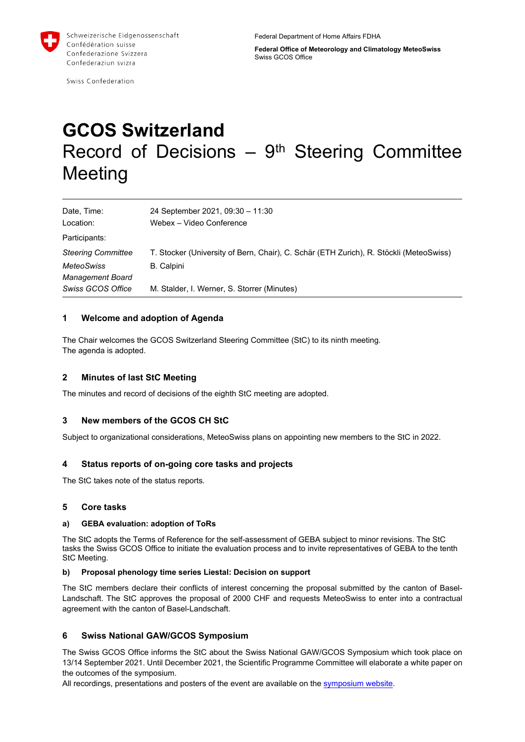Schweizerische Eidgenossenschaft
Confédération suisse
Confederazione Svizzera
Confederaziun svizra

Swiss Confederation

Federal Department of Home Affairs FDHA

**Federal Office of Meteorology and Climatology MeteoSwiss**
Swiss GCOS Office

# GCOS Switzerland

Record of Decisions – 9th Steering Committee Meeting

| | |
|---|---|
| Date, Time: | 24 September 2021, 09:30 – 11:30 |
| Location: | Webex – Video Conference |
| Participants: | |
| *Steering Committee* | T. Stocker (University of Bern, Chair), C. Schär (ETH Zurich), R. Stöckli (MeteoSwiss) |
| *MeteoSwiss Management Board* | B. Calpini |
| *Swiss GCOS Office* | M. Stalder, I. Werner, S. Storrer (Minutes) |

## 1 Welcome and adoption of Agenda

The Chair welcomes the GCOS Switzerland Steering Committee (StC) to its ninth meeting.
The agenda is adopted.

## 2 Minutes of last StC Meeting

The minutes and record of decisions of the eighth StC meeting are adopted.

## 3 New members of the GCOS CH StC

Subject to organizational considerations, MeteoSwiss plans on appointing new members to the StC in 2022.

## 4 Status reports of on-going core tasks and projects

The StC takes note of the status reports.

## 5 Core tasks

### a) GEBA evaluation: adoption of ToRs

The StC adopts the Terms of Reference for the self-assessment of GEBA subject to minor revisions. The StC tasks the Swiss GCOS Office to initiate the evaluation process and to invite representatives of GEBA to the tenth StC Meeting.

### b) Proposal phenology time series Liestal: Decision on support

The StC members declare their conflicts of interest concerning the proposal submitted by the canton of Basel-Landschaft. The StC approves the proposal of 2000 CHF and requests MeteoSwiss to enter into a contractual agreement with the canton of Basel-Landschaft.

## 6 Swiss National GAW/GCOS Symposium

The Swiss GCOS Office informs the StC about the Swiss National GAW/GCOS Symposium which took place on 13/14 September 2021. Until December 2021, the Scientific Programme Committee will elaborate a white paper on the outcomes of the symposium.
All recordings, presentations and posters of the event are available on the symposium website.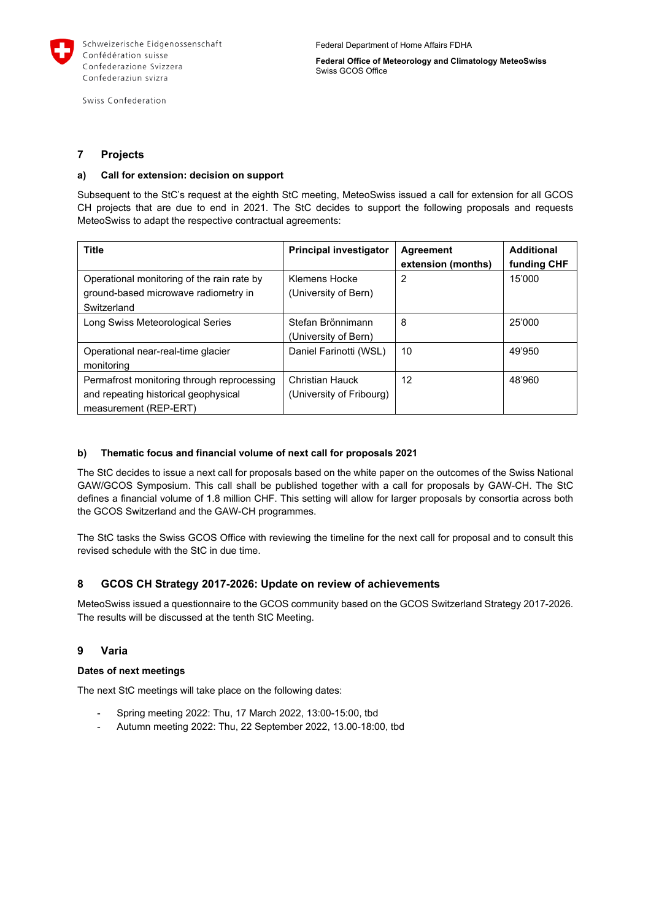## 7 Projects

### a) Call for extension: decision on support

Subsequent to the StC's request at the eighth StC meeting, MeteoSwiss issued a call for extension for all GCOS CH projects that are due to end in 2021. The StC decides to support the following proposals and requests MeteoSwiss to adapt the respective contractual agreements:

| Title | Principal investigator | Agreement extension (months) | Additional funding CHF |
|---|---|---|---|
| Operational monitoring of the rain rate by ground-based microwave radiometry in Switzerland | Klemens Hocke (University of Bern) | 2 | 15'000 |
| Long Swiss Meteorological Series | Stefan Brönnimann (University of Bern) | 8 | 25'000 |
| Operational near-real-time glacier monitoring | Daniel Farinotti (WSL) | 10 | 49'950 |
| Permafrost monitoring through reprocessing and repeating historical geophysical measurement (REP-ERT) | Christian Hauck (University of Fribourg) | 12 | 48'960 |

### b) Thematic focus and financial volume of next call for proposals 2021

The StC decides to issue a next call for proposals based on the white paper on the outcomes of the Swiss National GAW/GCOS Symposium. This call shall be published together with a call for proposals by GAW-CH. The StC defines a financial volume of 1.8 million CHF. This setting will allow for larger proposals by consortia across both the GCOS Switzerland and the GAW-CH programmes.

The StC tasks the Swiss GCOS Office with reviewing the timeline for the next call for proposal and to consult this revised schedule with the StC in due time.

## 8 GCOS CH Strategy 2017-2026: Update on review of achievements

MeteoSwiss issued a questionnaire to the GCOS community based on the GCOS Switzerland Strategy 2017-2026. The results will be discussed at the tenth StC Meeting.

## 9 Varia

**Dates of next meetings**

The next StC meetings will take place on the following dates:

- Spring meeting 2022: Thu, 17 March 2022, 13:00-15:00, tbd
- Autumn meeting 2022: Thu, 22 September 2022, 13.00-18:00, tbd